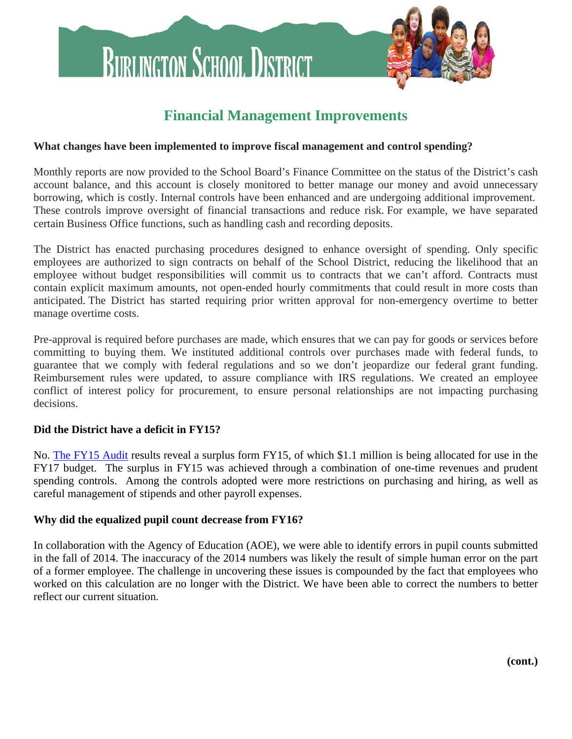# Burlington School District

## Financial Management Improvements

**What changes have been implemented to improve fiscal management and control spending?**

Monthly reports are now provided to the School Board's Finance Committee on the status of the District's cash account balance, and this account is closely monitored to better manage our money and avoid unnecessary borrowing, which is costly. Internal controls have been enhanced and are undergoing additional improvement. These controls improve oversight of financial transactions and reduce risk. For example, we have separated certain Business Office functions, such as handling cash and recording deposits.

The District has enacted purchasing procedures designed to enhance oversight of spending. Only specific employees are authorized to sign contracts on behalf of the School District, reducing the likelihood that an employee without budget responsibilities will commit us to contracts that we can't afford. Contracts must contain explicit maximum amounts, not open-ended hourly commitments that could result in more costs than anticipated. The District has started requiring prior written approval for non-emergency overtime to better manage overtime costs.

Pre-approval is required before purchases are made, which ensures that we can pay for goods or services before committing to buying them. We instituted additional controls over purchases made with federal funds, to guarantee that we comply with federal regulations and so we don't jeopardize our federal grant funding. Reimbursement rules were updated, to assure compliance with IRS regulations. We created an employee conflict of interest policy for procurement, to ensure personal relationships are not impacting purchasing decisions.

**Did the District have a deficit in FY15?**

No. The FY15 Audit results reveal a surplus form FY15, of which $1.1 million is being allocated for use in the FY17 budget. The surplus in FY15 was achieved through a combination of one-time revenues and prudent spending controls. Among the controls adopted were more restrictions on purchasing and hiring, as well as careful management of stipends and other payroll expenses.

**Why did the equalized pupil count decrease from FY16?**

In collaboration with the Agency of Education (AOE), we were able to identify errors in pupil counts submitted in the fall of 2014. The inaccuracy of the 2014 numbers was likely the result of simple human error on the part of a former employee. The challenge in uncovering these issues is compounded by the fact that employees who worked on this calculation are no longer with the District. We have been able to correct the numbers to better reflect our current situation.

**(cont.)**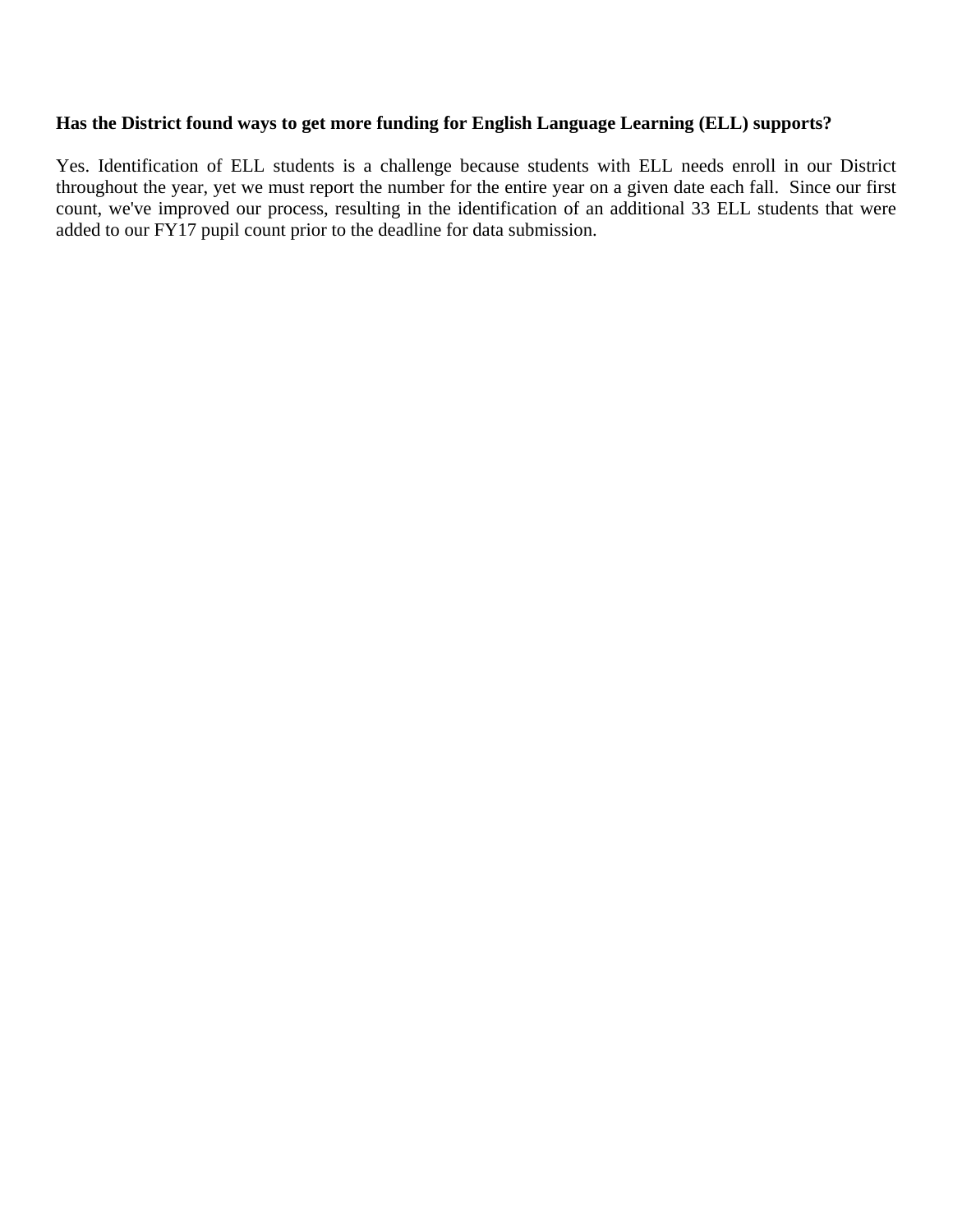**Has the District found ways to get more funding for English Language Learning (ELL) supports?**

Yes. Identification of ELL students is a challenge because students with ELL needs enroll in our District throughout the year, yet we must report the number for the entire year on a given date each fall. Since our first count, we've improved our process, resulting in the identification of an additional 33 ELL students that were added to our FY17 pupil count prior to the deadline for data submission.